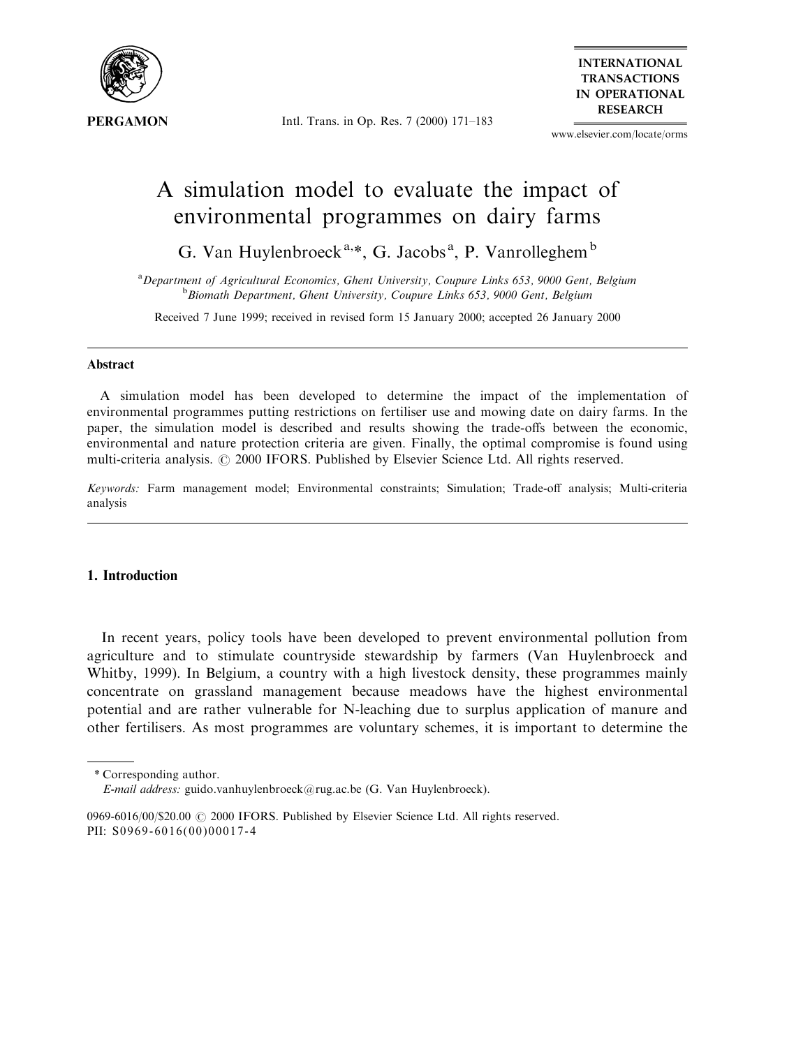# A simulation model to evaluate the impact of environmental programmes on dairy farms

G. Van Huylenbroeck[a,*], G. Jacobs[a], P. Vanrolleghem[b]

[a]*Department of Agricultural Economics, Ghent University, Coupure Links 653, 9000 Gent, Belgium*
[b]*Biomath Department, Ghent University, Coupure Links 653, 9000 Gent, Belgium*

Received 7 June 1999; received in revised form 15 January 2000; accepted 26 January 2000

## Abstract

A simulation model has been developed to determine the impact of the implementation of environmental programmes putting restrictions on fertiliser use and mowing date on dairy farms. In the paper, the simulation model is described and results showing the trade-offs between the economic, environmental and nature protection criteria are given. Finally, the optimal compromise is found using multi-criteria analysis. © 2000 IFORS. Published by Elsevier Science Ltd. All rights reserved.

*Keywords:* Farm management model; Environmental constraints; Simulation; Trade-off analysis; Multi-criteria analysis

## 1. Introduction

In recent years, policy tools have been developed to prevent environmental pollution from agriculture and to stimulate countryside stewardship by farmers (Van Huylenbroeck and Whitby, 1999). In Belgium, a country with a high livestock density, these programmes mainly concentrate on grassland management because meadows have the highest environmental potential and are rather vulnerable for N-leaching due to surplus application of manure and other fertilisers. As most programmes are voluntary schemes, it is important to determine the

---

\* Corresponding author.
*E-mail address:* guido.vanhuylenbroeck@rug.ac.be (G. Van Huylenbroeck).

0969-6016/00/$20.00 © 2000 IFORS. Published by Elsevier Science Ltd. All rights reserved.
PII: S0969-6016(00)00017-4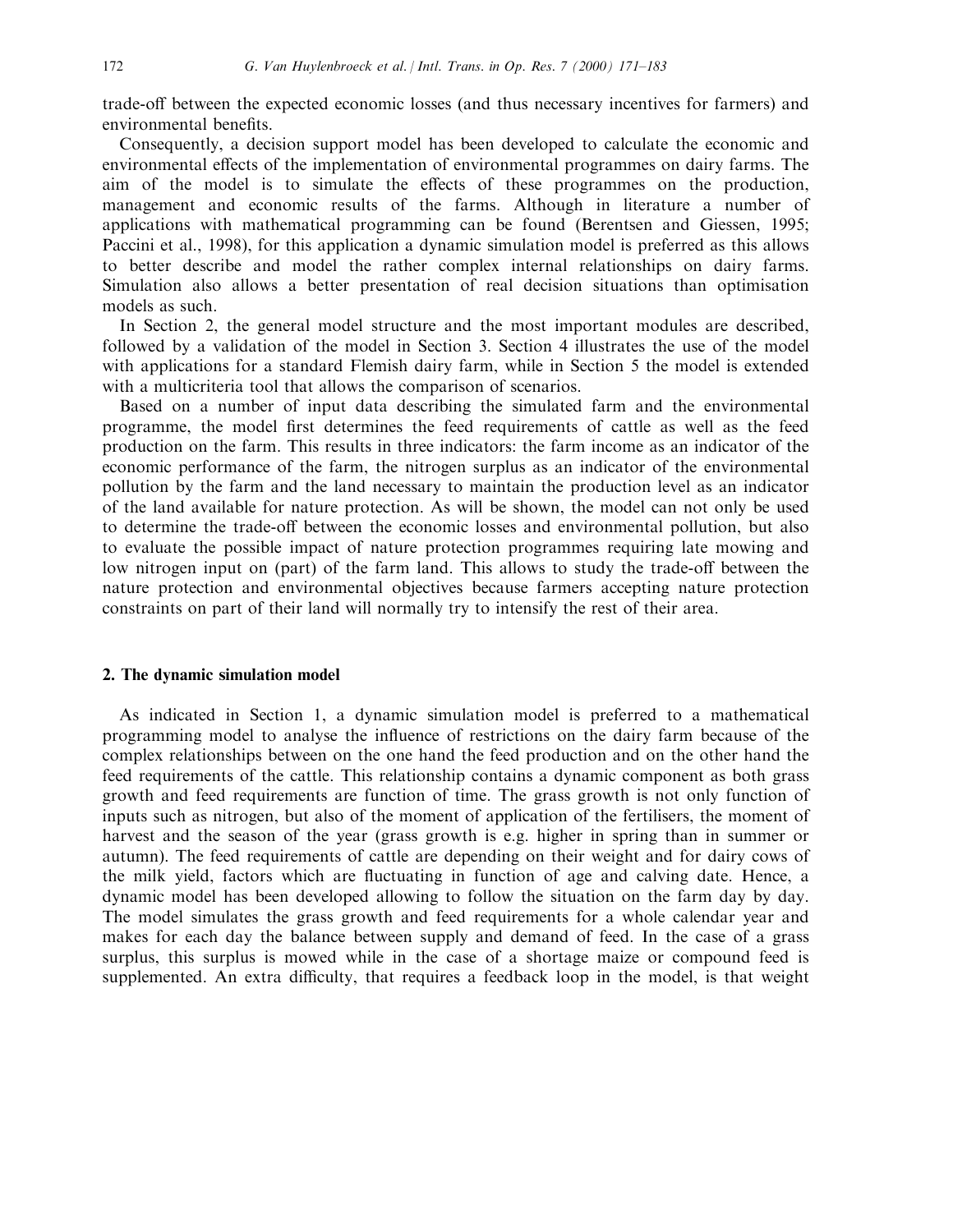trade-off between the expected economic losses (and thus necessary incentives for farmers) and environmental benefits.

Consequently, a decision support model has been developed to calculate the economic and environmental effects of the implementation of environmental programmes on dairy farms. The aim of the model is to simulate the effects of these programmes on the production, management and economic results of the farms. Although in literature a number of applications with mathematical programming can be found (Berentsen and Giessen, 1995; Paccini et al., 1998), for this application a dynamic simulation model is preferred as this allows to better describe and model the rather complex internal relationships on dairy farms. Simulation also allows a better presentation of real decision situations than optimisation models as such.

In Section 2, the general model structure and the most important modules are described, followed by a validation of the model in Section 3. Section 4 illustrates the use of the model with applications for a standard Flemish dairy farm, while in Section 5 the model is extended with a multicriteria tool that allows the comparison of scenarios.

Based on a number of input data describing the simulated farm and the environmental programme, the model first determines the feed requirements of cattle as well as the feed production on the farm. This results in three indicators: the farm income as an indicator of the economic performance of the farm, the nitrogen surplus as an indicator of the environmental pollution by the farm and the land necessary to maintain the production level as an indicator of the land available for nature protection. As will be shown, the model can not only be used to determine the trade-off between the economic losses and environmental pollution, but also to evaluate the possible impact of nature protection programmes requiring late mowing and low nitrogen input on (part) of the farm land. This allows to study the trade-off between the nature protection and environmental objectives because farmers accepting nature protection constraints on part of their land will normally try to intensify the rest of their area.

## 2. The dynamic simulation model

As indicated in Section 1, a dynamic simulation model is preferred to a mathematical programming model to analyse the influence of restrictions on the dairy farm because of the complex relationships between on the one hand the feed production and on the other hand the feed requirements of the cattle. This relationship contains a dynamic component as both grass growth and feed requirements are function of time. The grass growth is not only function of inputs such as nitrogen, but also of the moment of application of the fertilisers, the moment of harvest and the season of the year (grass growth is e.g. higher in spring than in summer or autumn). The feed requirements of cattle are depending on their weight and for dairy cows of the milk yield, factors which are fluctuating in function of age and calving date. Hence, a dynamic model has been developed allowing to follow the situation on the farm day by day. The model simulates the grass growth and feed requirements for a whole calendar year and makes for each day the balance between supply and demand of feed. In the case of a grass surplus, this surplus is mowed while in the case of a shortage maize or compound feed is supplemented. An extra difficulty, that requires a feedback loop in the model, is that weight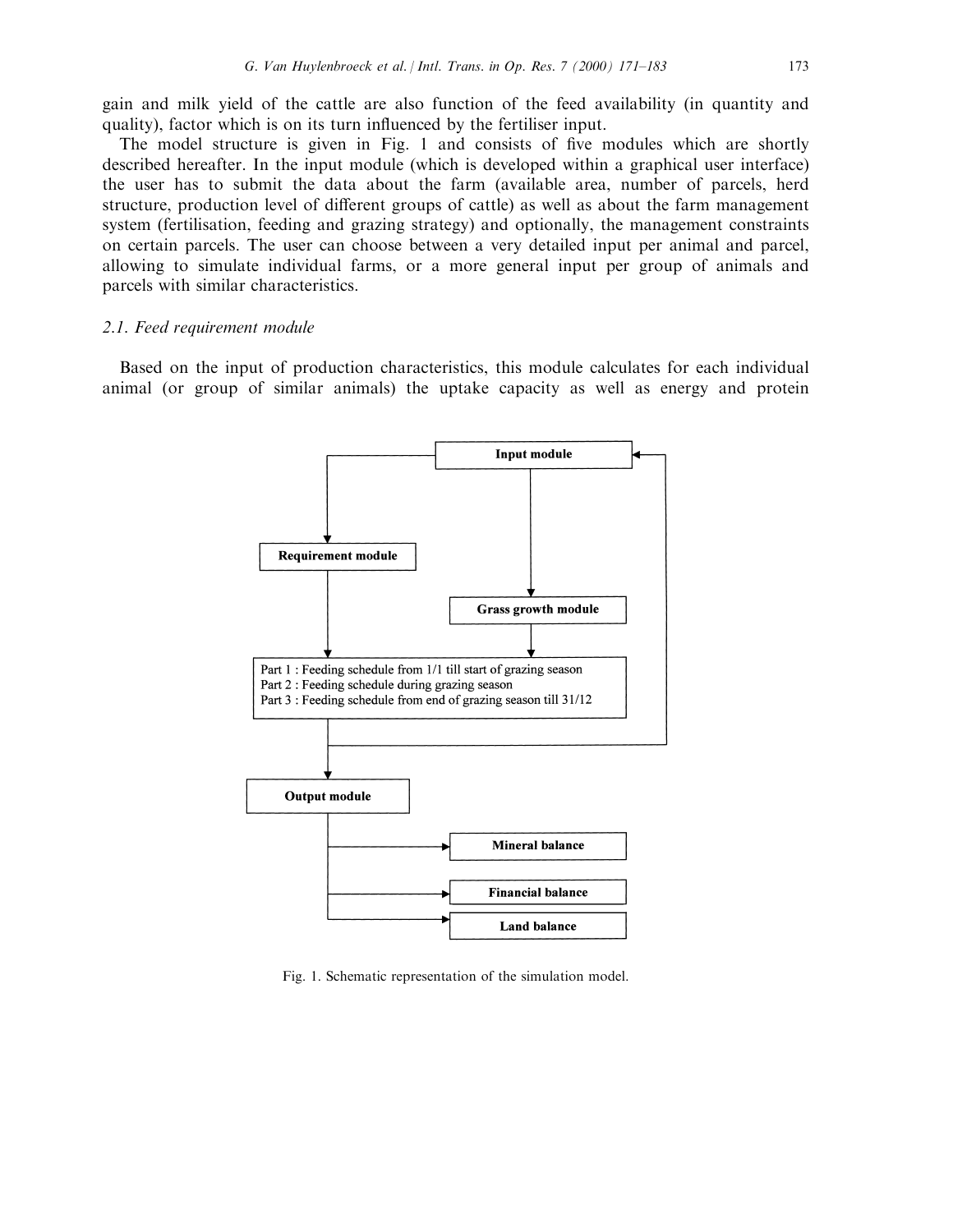gain and milk yield of the cattle are also function of the feed availability (in quantity and quality), factor which is on its turn influenced by the fertiliser input.

The model structure is given in Fig. 1 and consists of five modules which are shortly described hereafter. In the input module (which is developed within a graphical user interface) the user has to submit the data about the farm (available area, number of parcels, herd structure, production level of different groups of cattle) as well as about the farm management system (fertilisation, feeding and grazing strategy) and optionally, the management constraints on certain parcels. The user can choose between a very detailed input per animal and parcel, allowing to simulate individual farms, or a more general input per group of animals and parcels with similar characteristics.

### 2.1. Feed requirement module

Based on the input of production characteristics, this module calculates for each individual animal (or group of similar animals) the uptake capacity as well as energy and protein

Input module

Requirement module

Grass growth module

Part 1 : Feeding schedule from 1/1 till start of grazing season
Part 2 : Feeding schedule during grazing season
Part 3 : Feeding schedule from end of grazing season till 31/12

Output module

Mineral balance

Financial balance

Land balance

Fig. 1. Schematic representation of the simulation model.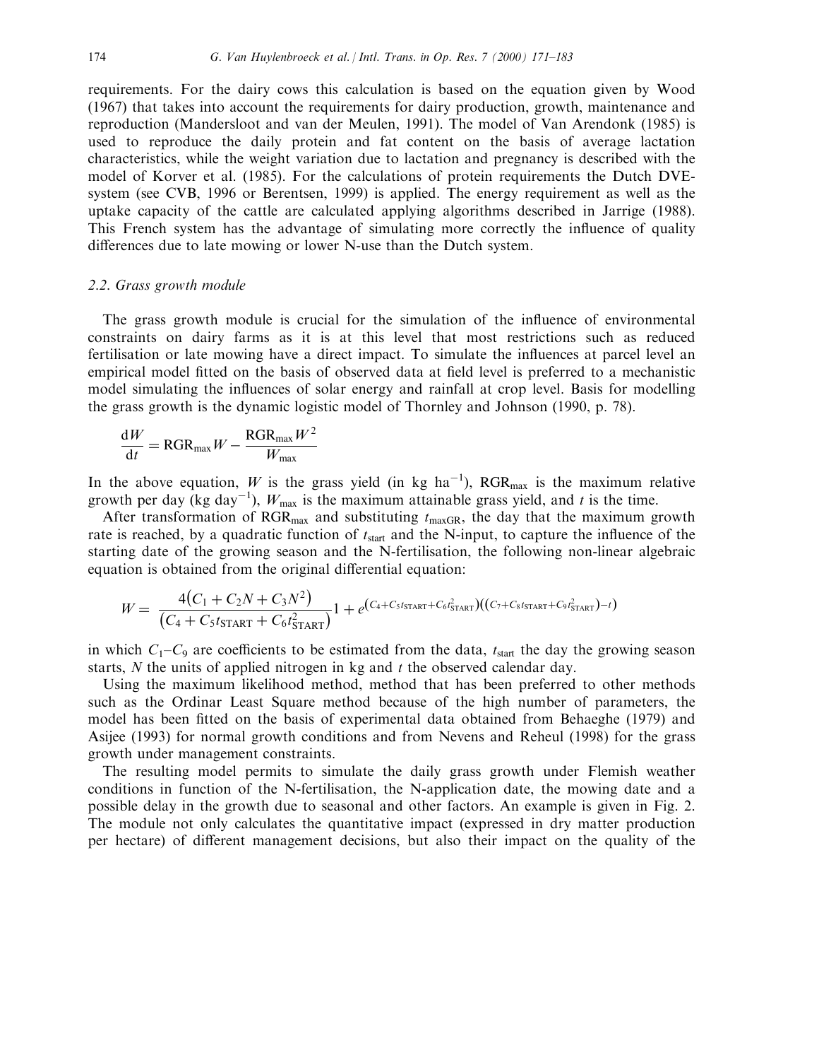requirements. For the dairy cows this calculation is based on the equation given by Wood (1967) that takes into account the requirements for dairy production, growth, maintenance and reproduction (Mandersloot and van der Meulen, 1991). The model of Van Arendonk (1985) is used to reproduce the daily protein and fat content on the basis of average lactation characteristics, while the weight variation due to lactation and pregnancy is described with the model of Korver et al. (1985). For the calculations of protein requirements the Dutch DVE-system (see CVB, 1996 or Berentsen, 1999) is applied. The energy requirement as well as the uptake capacity of the cattle are calculated applying algorithms described in Jarrige (1988). This French system has the advantage of simulating more correctly the influence of quality differences due to late mowing or lower N-use than the Dutch system.

### 2.2. Grass growth module

The grass growth module is crucial for the simulation of the influence of environmental constraints on dairy farms as it is at this level that most restrictions such as reduced fertilisation or late mowing have a direct impact. To simulate the influences at parcel level an empirical model fitted on the basis of observed data at field level is preferred to a mechanistic model simulating the influences of solar energy and rainfall at crop level. Basis for modelling the grass growth is the dynamic logistic model of Thornley and Johnson (1990, p. 78).

$$\frac{\mathrm{d}W}{\mathrm{d}t} = \mathrm{RGR}_{\max} W - \frac{\mathrm{RGR}_{\max} W^2}{W_{\max}}$$

In the above equation, $W$ is the grass yield (in kg ha$^{-1}$), $\mathrm{RGR}_{\max}$ is the maximum relative growth per day (kg day$^{-1}$), $W_{\max}$ is the maximum attainable grass yield, and $t$ is the time.

After transformation of $\mathrm{RGR}_{\max}$ and substituting $t_{\mathrm{maxGR}}$, the day that the maximum growth rate is reached, by a quadratic function of $t_{\mathrm{start}}$ and the N-input, to capture the influence of the starting date of the growing season and the N-fertilisation, the following non-linear algebraic equation is obtained from the original differential equation:

$$W = \frac{4\left(C_1 + C_2 N + C_3 N^2\right)}{\left(C_4 + C_5 t_{\mathrm{START}} + C_6 t_{\mathrm{START}}^2\right)} 1 + e^{\left(C_4 + C_5 t_{\mathrm{START}} + C_6 t_{\mathrm{START}}^2\right)\left(\left(C_7 + C_8 t_{\mathrm{START}} + C_9 t_{\mathrm{START}}^2\right) - t\right)}$$

in which $C_1$–$C_9$ are coefficients to be estimated from the data, $t_{\mathrm{start}}$ the day the growing season starts, $N$ the units of applied nitrogen in kg and $t$ the observed calendar day.

Using the maximum likelihood method, method that has been preferred to other methods such as the Ordinar Least Square method because of the high number of parameters, the model has been fitted on the basis of experimental data obtained from Behaeghe (1979) and Asijee (1993) for normal growth conditions and from Nevens and Reheul (1998) for the grass growth under management constraints.

The resulting model permits to simulate the daily grass growth under Flemish weather conditions in function of the N-fertilisation, the N-application date, the mowing date and a possible delay in the growth due to seasonal and other factors. An example is given in Fig. 2. The module not only calculates the quantitative impact (expressed in dry matter production per hectare) of different management decisions, but also their impact on the quality of the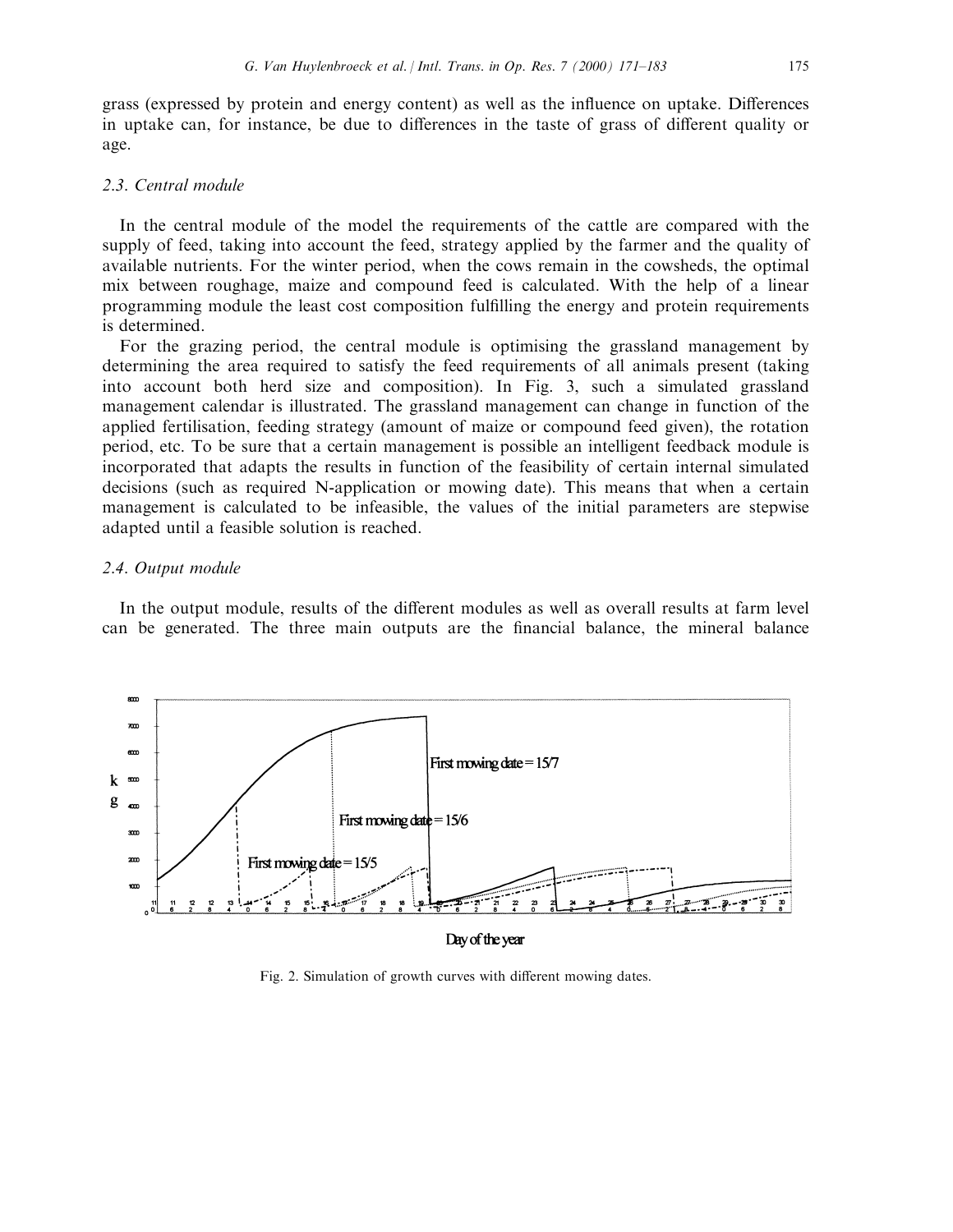grass (expressed by protein and energy content) as well as the influence on uptake. Differences in uptake can, for instance, be due to differences in the taste of grass of different quality or age.

### 2.3. Central module

In the central module of the model the requirements of the cattle are compared with the supply of feed, taking into account the feed, strategy applied by the farmer and the quality of available nutrients. For the winter period, when the cows remain in the cowsheds, the optimal mix between roughage, maize and compound feed is calculated. With the help of a linear programming module the least cost composition fulfilling the energy and protein requirements is determined.

For the grazing period, the central module is optimising the grassland management by determining the area required to satisfy the feed requirements of all animals present (taking into account both herd size and composition). In Fig. 3, such a simulated grassland management calendar is illustrated. The grassland management can change in function of the applied fertilisation, feeding strategy (amount of maize or compound feed given), the rotation period, etc. To be sure that a certain management is possible an intelligent feedback module is incorporated that adapts the results in function of the feasibility of certain internal simulated decisions (such as required N-application or mowing date). This means that when a certain management is calculated to be infeasible, the values of the initial parameters are stepwise adapted until a feasible solution is reached.

### 2.4. Output module

In the output module, results of the different modules as well as overall results at farm level can be generated. The three main outputs are the financial balance, the mineral balance

Fig. 2. Simulation of growth curves with different mowing dates.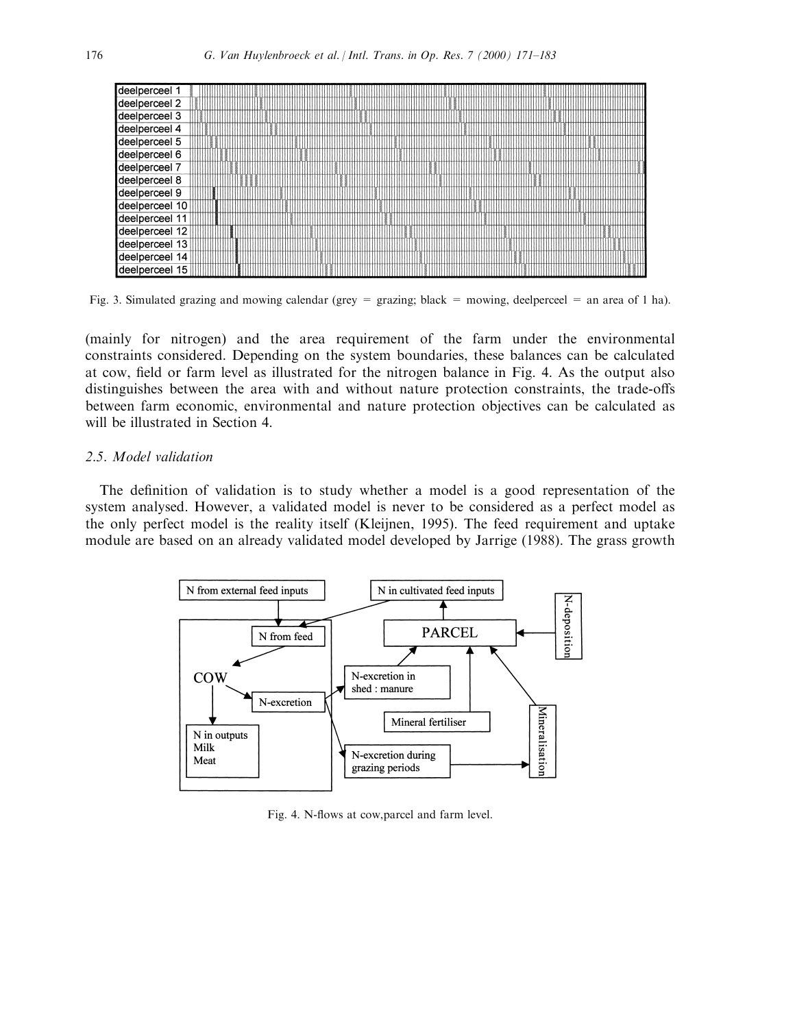Fig. 3. Simulated grazing and mowing calendar (grey = grazing; black = mowing, deelperceel = an area of 1 ha).

(mainly for nitrogen) and the area requirement of the farm under the environmental constraints considered. Depending on the system boundaries, these balances can be calculated at cow, field or farm level as illustrated for the nitrogen balance in Fig. 4. As the output also distinguishes between the area with and without nature protection constraints, the trade-offs between farm economic, environmental and nature protection objectives can be calculated as will be illustrated in Section 4.

### *2.5. Model validation*

The definition of validation is to study whether a model is a good representation of the system analysed. However, a validated model is never to be considered as a perfect model as the only perfect model is the reality itself (Kleijnen, 1995). The feed requirement and uptake module are based on an already validated model developed by Jarrige (1988). The grass growth

Fig. 4. N-flows at cow,parcel and farm level.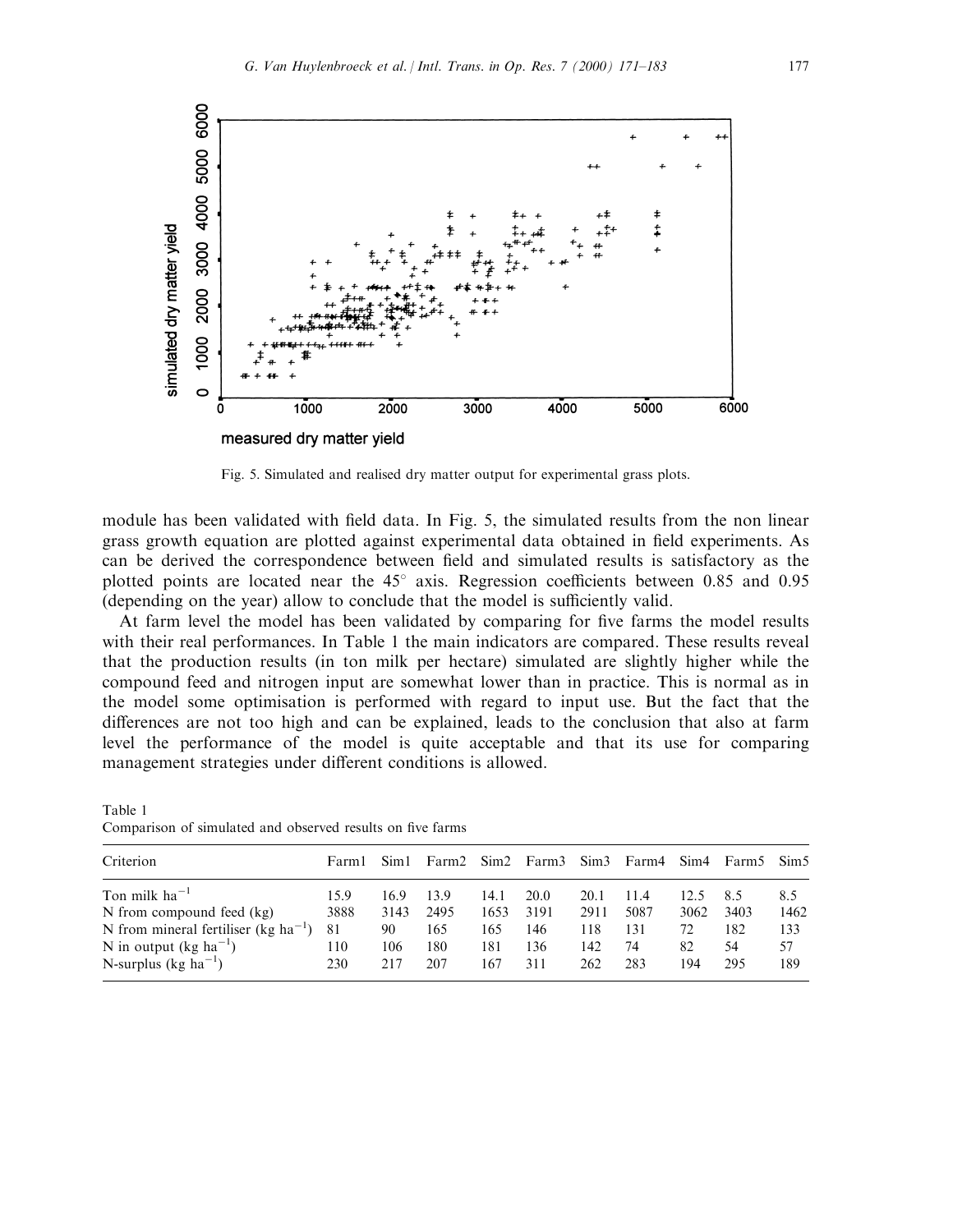Fig. 5. Simulated and realised dry matter output for experimental grass plots.

module has been validated with field data. In Fig. 5, the simulated results from the non linear grass growth equation are plotted against experimental data obtained in field experiments. As can be derived the correspondence between field and simulated results is satisfactory as the plotted points are located near the 45° axis. Regression coefficients between 0.85 and 0.95 (depending on the year) allow to conclude that the model is sufficiently valid.

At farm level the model has been validated by comparing for five farms the model results with their real performances. In Table 1 the main indicators are compared. These results reveal that the production results (in ton milk per hectare) simulated are slightly higher while the compound feed and nitrogen input are somewhat lower than in practice. This is normal as in the model some optimisation is performed with regard to input use. But the fact that the differences are not too high and can be explained, leads to the conclusion that also at farm level the performance of the model is quite acceptable and that its use for comparing management strategies under different conditions is allowed.

Table 1
Comparison of simulated and observed results on five farms

| Criterion | Farm1 | Sim1 | Farm2 | Sim2 | Farm3 | Sim3 | Farm4 | Sim4 | Farm5 | Sim5 |
|---|---|---|---|---|---|---|---|---|---|---|
| Ton milk $ha^{-1}$ | 15.9 | 16.9 | 13.9 | 14.1 | 20.0 | 20.1 | 11.4 | 12.5 | 8.5 | 8.5 |
| N from compound feed (kg) | 3888 | 3143 | 2495 | 1653 | 3191 | 2911 | 5087 | 3062 | 3403 | 1462 |
| N from mineral fertiliser (kg $ha^{-1}$) | 81 | 90 | 165 | 165 | 146 | 118 | 131 | 72 | 182 | 133 |
| N in output (kg $ha^{-1}$) | 110 | 106 | 180 | 181 | 136 | 142 | 74 | 82 | 54 | 57 |
| N-surplus (kg $ha^{-1}$) | 230 | 217 | 207 | 167 | 311 | 262 | 283 | 194 | 295 | 189 |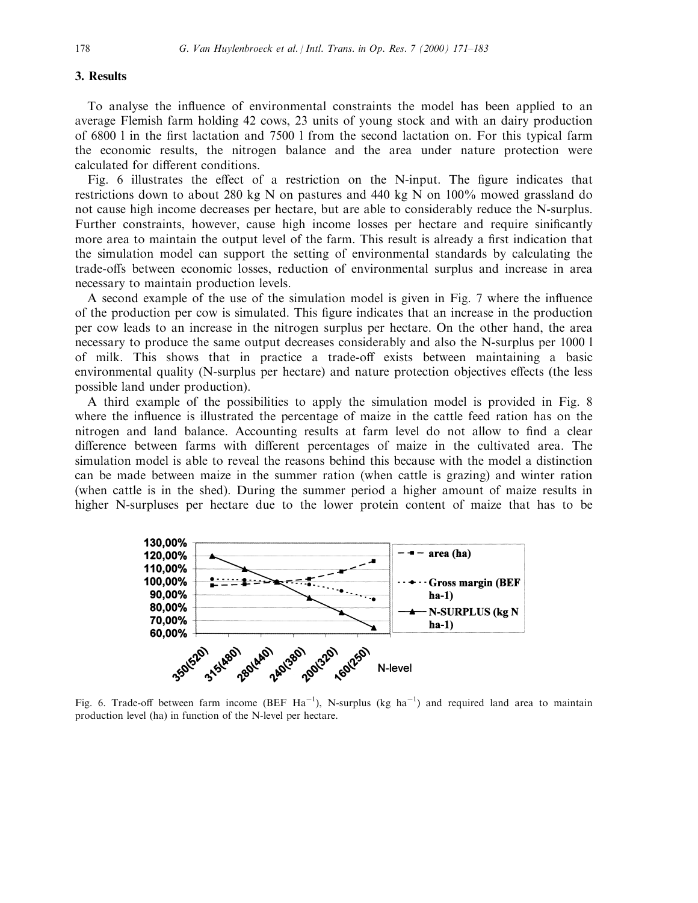## 3. Results

To analyse the influence of environmental constraints the model has been applied to an average Flemish farm holding 42 cows, 23 units of young stock and with an dairy production of 6800 l in the first lactation and 7500 l from the second lactation on. For this typical farm the economic results, the nitrogen balance and the area under nature protection were calculated for different conditions.

Fig. 6 illustrates the effect of a restriction on the N-input. The figure indicates that restrictions down to about 280 kg N on pastures and 440 kg N on 100% mowed grassland do not cause high income decreases per hectare, but are able to considerably reduce the N-surplus. Further constraints, however, cause high income losses per hectare and require sinificantly more area to maintain the output level of the farm. This result is already a first indication that the simulation model can support the setting of environmental standards by calculating the trade-offs between economic losses, reduction of environmental surplus and increase in area necessary to maintain production levels.

A second example of the use of the simulation model is given in Fig. 7 where the influence of the production per cow is simulated. This figure indicates that an increase in the production per cow leads to an increase in the nitrogen surplus per hectare. On the other hand, the area necessary to produce the same output decreases considerably and also the N-surplus per 1000 l of milk. This shows that in practice a trade-off exists between maintaining a basic environmental quality (N-surplus per hectare) and nature protection objectives effects (the less possible land under production).

A third example of the possibilities to apply the simulation model is provided in Fig. 8 where the influence is illustrated the percentage of maize in the cattle feed ration has on the nitrogen and land balance. Accounting results at farm level do not allow to find a clear difference between farms with different percentages of maize in the cultivated area. The simulation model is able to reveal the reasons behind this because with the model a distinction can be made between maize in the summer ration (when cattle is grazing) and winter ration (when cattle is in the shed). During the summer period a higher amount of maize results in higher N-surpluses per hectare due to the lower protein content of maize that has to be

Fig. 6. Trade-off between farm income (BEF $Ha^{-1}$), N-surplus (kg $ha^{-1}$) and required land area to maintain production level (ha) in function of the N-level per hectare.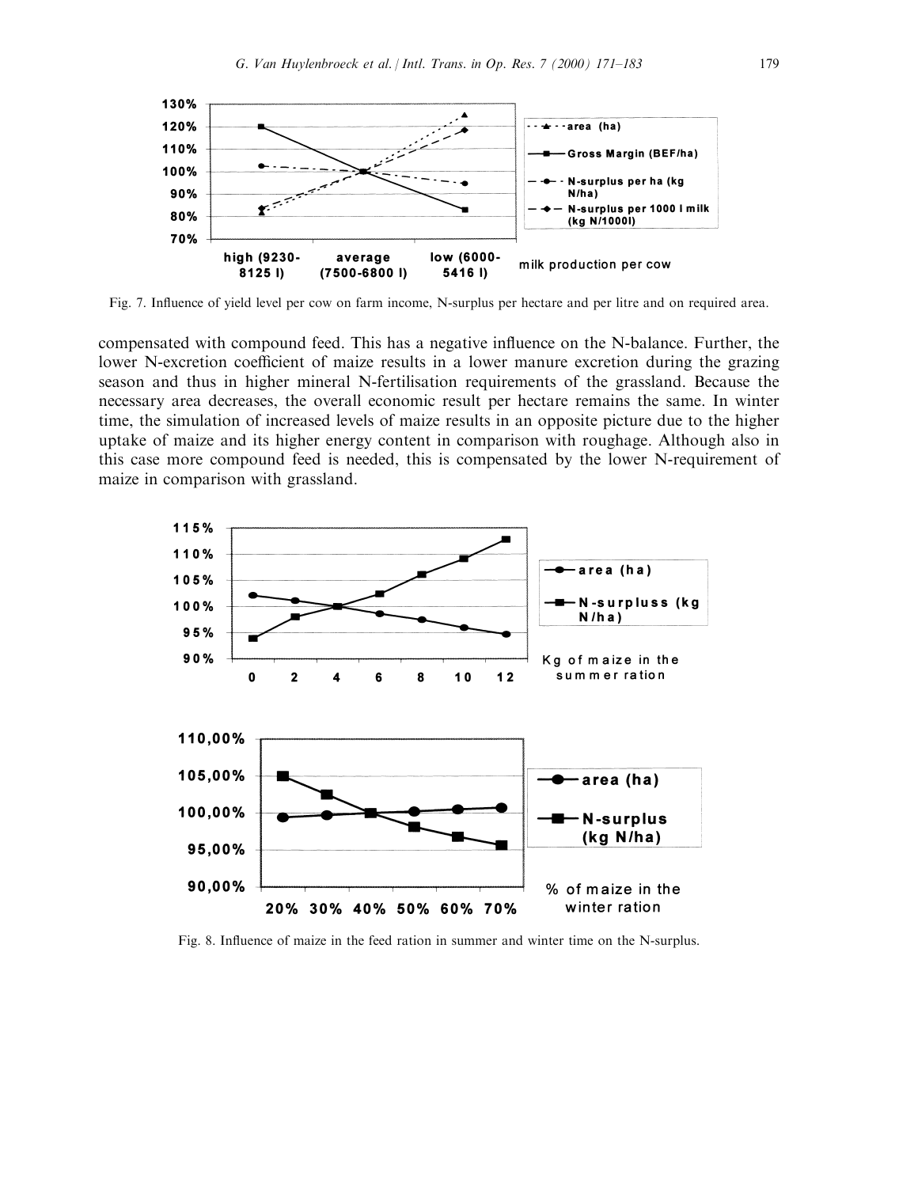Fig. 7. Influence of yield level per cow on farm income, N-surplus per hectare and per litre and on required area.

compensated with compound feed. This has a negative influence on the N-balance. Further, the lower N-excretion coefficient of maize results in a lower manure excretion during the grazing season and thus in higher mineral N-fertilisation requirements of the grassland. Because the necessary area decreases, the overall economic result per hectare remains the same. In winter time, the simulation of increased levels of maize results in an opposite picture due to the higher uptake of maize and its higher energy content in comparison with roughage. Although also in this case more compound feed is needed, this is compensated by the lower N-requirement of maize in comparison with grassland.

Fig. 8. Influence of maize in the feed ration in summer and winter time on the N-surplus.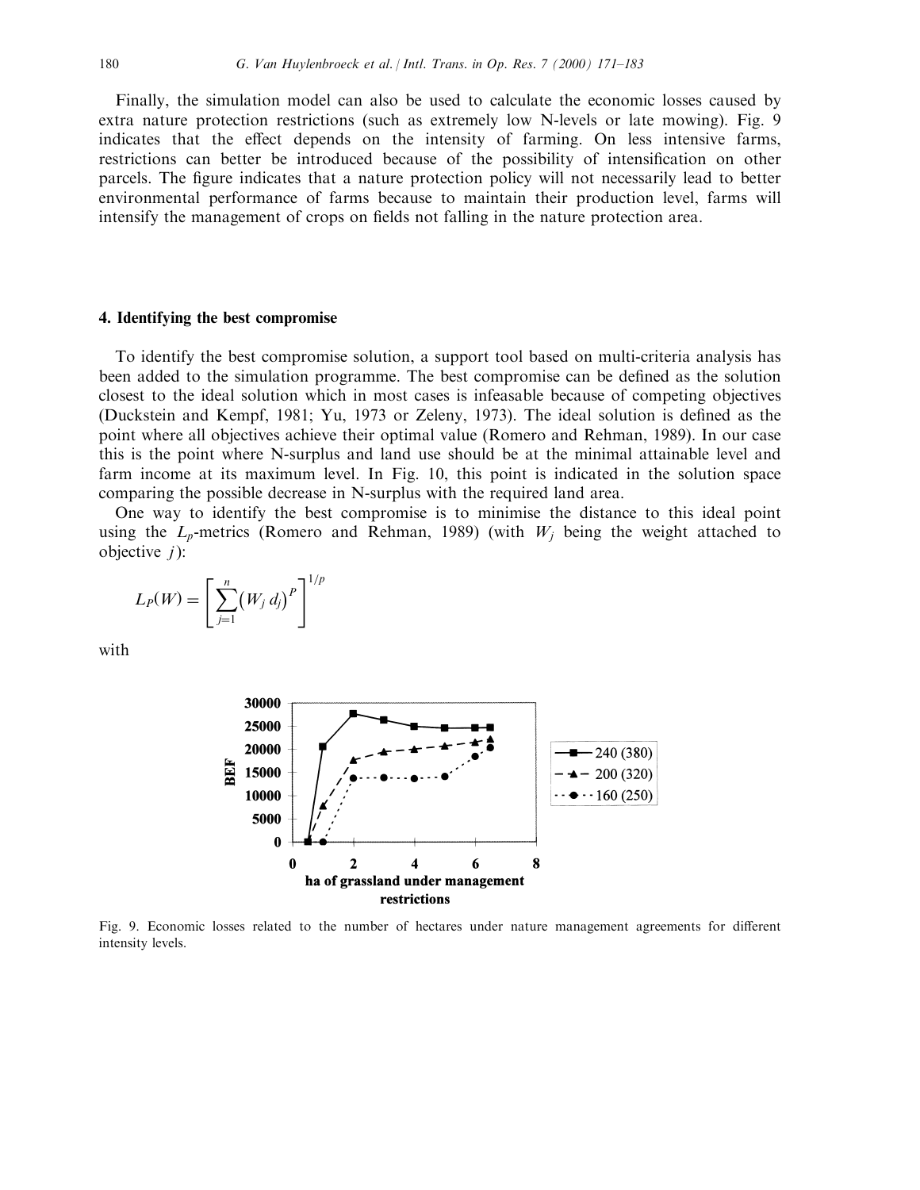Finally, the simulation model can also be used to calculate the economic losses caused by extra nature protection restrictions (such as extremely low N-levels or late mowing). Fig. 9 indicates that the effect depends on the intensity of farming. On less intensive farms, restrictions can better be introduced because of the possibility of intensification on other parcels. The figure indicates that a nature protection policy will not necessarily lead to better environmental performance of farms because to maintain their production level, farms will intensify the management of crops on fields not falling in the nature protection area.

## 4. Identifying the best compromise

To identify the best compromise solution, a support tool based on multi-criteria analysis has been added to the simulation programme. The best compromise can be defined as the solution closest to the ideal solution which in most cases is infeasable because of competing objectives (Duckstein and Kempf, 1981; Yu, 1973 or Zeleny, 1973). The ideal solution is defined as the point where all objectives achieve their optimal value (Romero and Rehman, 1989). In our case this is the point where N-surplus and land use should be at the minimal attainable level and farm income at its maximum level. In Fig. 10, this point is indicated in the solution space comparing the possible decrease in N-surplus with the required land area.

One way to identify the best compromise is to minimise the distance to this ideal point using the $L_p$-metrics (Romero and Rehman, 1989) (with $W_j$ being the weight attached to objective $j$):

$$L_P(W) = \left[ \sum_{j=1}^{n} \left( W_j \, d_j \right)^P \right]^{1/p}$$

with

Fig. 9. Economic losses related to the number of hectares under nature management agreements for different intensity levels.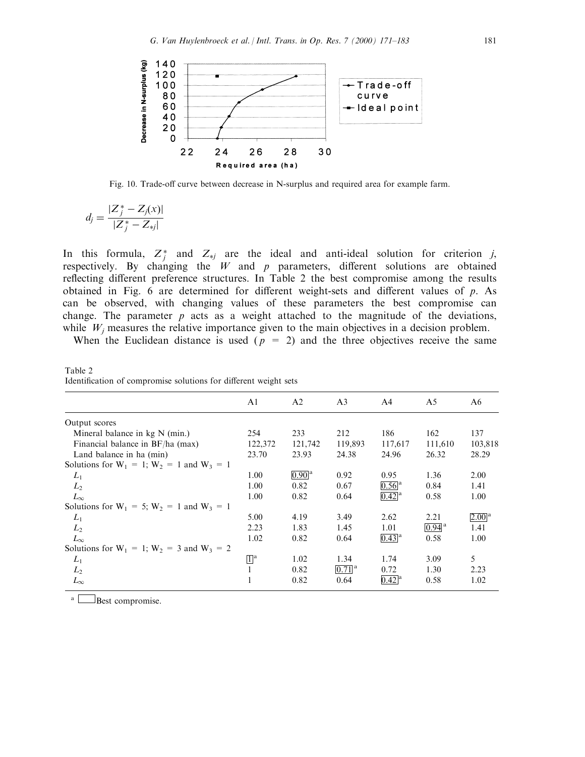Fig. 10. Trade-off curve between decrease in N-surplus and required area for example farm.

$$d_j = \frac{|Z_j^* - Z_j(x)|}{|Z_j^* - Z_{*j}|}$$

In this formula, $Z_j^*$ and $Z_{*j}$ are the ideal and anti-ideal solution for criterion $j$, respectively. By changing the $W$ and $p$ parameters, different solutions are obtained reflecting different preference structures. In Table 2 the best compromise among the results obtained in Fig. 6 are determined for different weight-sets and different values of $p$. As can be observed, with changing values of these parameters the best compromise can change. The parameter $p$ acts as a weight attached to the magnitude of the deviations, while $W_j$ measures the relative importance given to the main objectives in a decision problem.

When the Euclidean distance is used ($p = 2$) and the three objectives receive the same

Table 2
Identification of compromise solutions for different weight sets

| | A1 | A2 | A3 | A4 | A5 | A6 |
|---|---|---|---|---|---|---|
| Output scores | | | | | | |
| Mineral balance in kg N (min.) | 254 | 233 | 212 | 186 | 162 | 137 |
| Financial balance in BF/ha (max) | 122,372 | 121,742 | 119,893 | 117,617 | 111,610 | 103,818 |
| Land balance in ha (min) | 23.70 | 23.93 | 24.38 | 24.96 | 26.32 | 28.29 |
| Solutions for $W_1 = 1$; $W_2 = 1$ and $W_3 = 1$ | | | | | | |
| $L_1$ | 1.00 | 0.90[a] | 0.92 | 0.95 | 1.36 | 2.00 |
| $L_2$ | 1.00 | 0.82 | 0.67 | 0.56[a] | 0.84 | 1.41 |
| $L_\infty$ | 1.00 | 0.82 | 0.64 | 0.42[a] | 0.58 | 1.00 |
| Solutions for $W_1 = 5$; $W_2 = 1$ and $W_3 = 1$ | | | | | | |
| $L_1$ | 5.00 | 4.19 | 3.49 | 2.62 | 2.21 | 2.00[a] |
| $L_2$ | 2.23 | 1.83 | 1.45 | 1.01 | 0.94[a] | 1.41 |
| $L_\infty$ | 1.02 | 0.82 | 0.64 | 0.43[a] | 0.58 | 1.00 |
| Solutions for $W_1 = 1$; $W_2 = 3$ and $W_3 = 2$ | | | | | | |
| $L_1$ | 1[a] | 1.02 | 1.34 | 1.74 | 3.09 | 5 |
| $L_2$ | 1 | 0.82 | 0.71[a] | 0.72 | 1.30 | 2.23 |
| $L_\infty$ | 1 | 0.82 | 0.64 | 0.42[a] | 0.58 | 1.02 |

[a] Best compromise.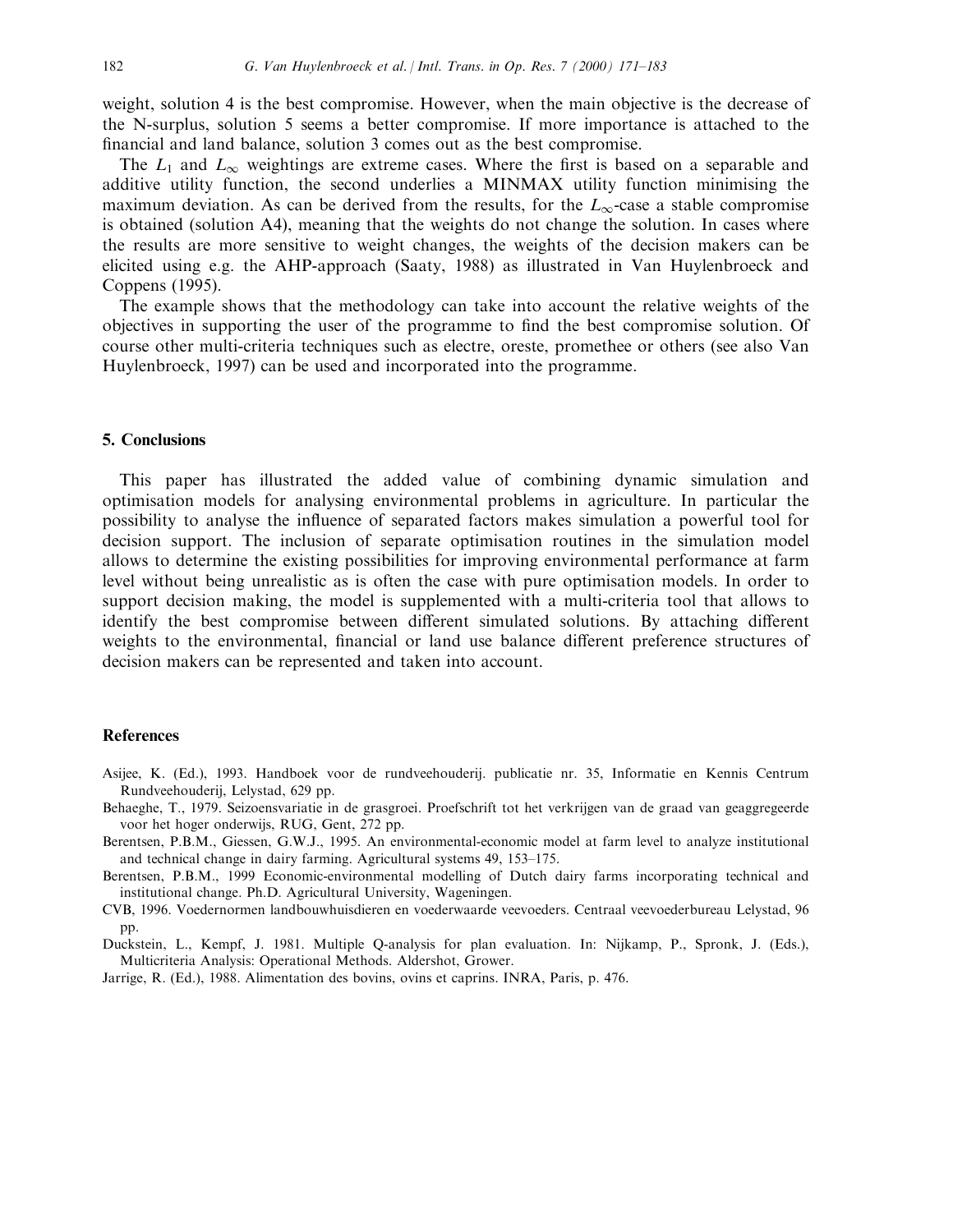weight, solution 4 is the best compromise. However, when the main objective is the decrease of the N-surplus, solution 5 seems a better compromise. If more importance is attached to the financial and land balance, solution 3 comes out as the best compromise.

The $L_1$ and $L_\infty$ weightings are extreme cases. Where the first is based on a separable and additive utility function, the second underlies a MINMAX utility function minimising the maximum deviation. As can be derived from the results, for the $L_\infty$-case a stable compromise is obtained (solution A4), meaning that the weights do not change the solution. In cases where the results are more sensitive to weight changes, the weights of the decision makers can be elicited using e.g. the AHP-approach (Saaty, 1988) as illustrated in Van Huylenbroeck and Coppens (1995).

The example shows that the methodology can take into account the relative weights of the objectives in supporting the user of the programme to find the best compromise solution. Of course other multi-criteria techniques such as electre, oreste, promethee or others (see also Van Huylenbroeck, 1997) can be used and incorporated into the programme.

## 5. Conclusions

This paper has illustrated the added value of combining dynamic simulation and optimisation models for analysing environmental problems in agriculture. In particular the possibility to analyse the influence of separated factors makes simulation a powerful tool for decision support. The inclusion of separate optimisation routines in the simulation model allows to determine the existing possibilities for improving environmental performance at farm level without being unrealistic as is often the case with pure optimisation models. In order to support decision making, the model is supplemented with a multi-criteria tool that allows to identify the best compromise between different simulated solutions. By attaching different weights to the environmental, financial or land use balance different preference structures of decision makers can be represented and taken into account.

## References

Asijee, K. (Ed.), 1993. Handboek voor de rundveehouderij. publicatie nr. 35, Informatie en Kennis Centrum Rundveehouderij, Lelystad, 629 pp.

Behaeghe, T., 1979. Seizoensvariatie in de grasgroei. Proefschrift tot het verkrijgen van de graad van geaggregeerde voor het hoger onderwijs, RUG, Gent, 272 pp.

Berentsen, P.B.M., Giessen, G.W.J., 1995. An environmental-economic model at farm level to analyze institutional and technical change in dairy farming. Agricultural systems 49, 153–175.

Berentsen, P.B.M., 1999 Economic-environmental modelling of Dutch dairy farms incorporating technical and institutional change. Ph.D. Agricultural University, Wageningen.

CVB, 1996. Voedernormen landbouwhuisdieren en voederwaarde veevoeders. Centraal veevoederbureau Lelystad, 96 pp.

Duckstein, L., Kempf, J. 1981. Multiple Q-analysis for plan evaluation. In: Nijkamp, P., Spronk, J. (Eds.), Multicriteria Analysis: Operational Methods. Aldershot, Grower.

Jarrige, R. (Ed.), 1988. Alimentation des bovins, ovins et caprins. INRA, Paris, p. 476.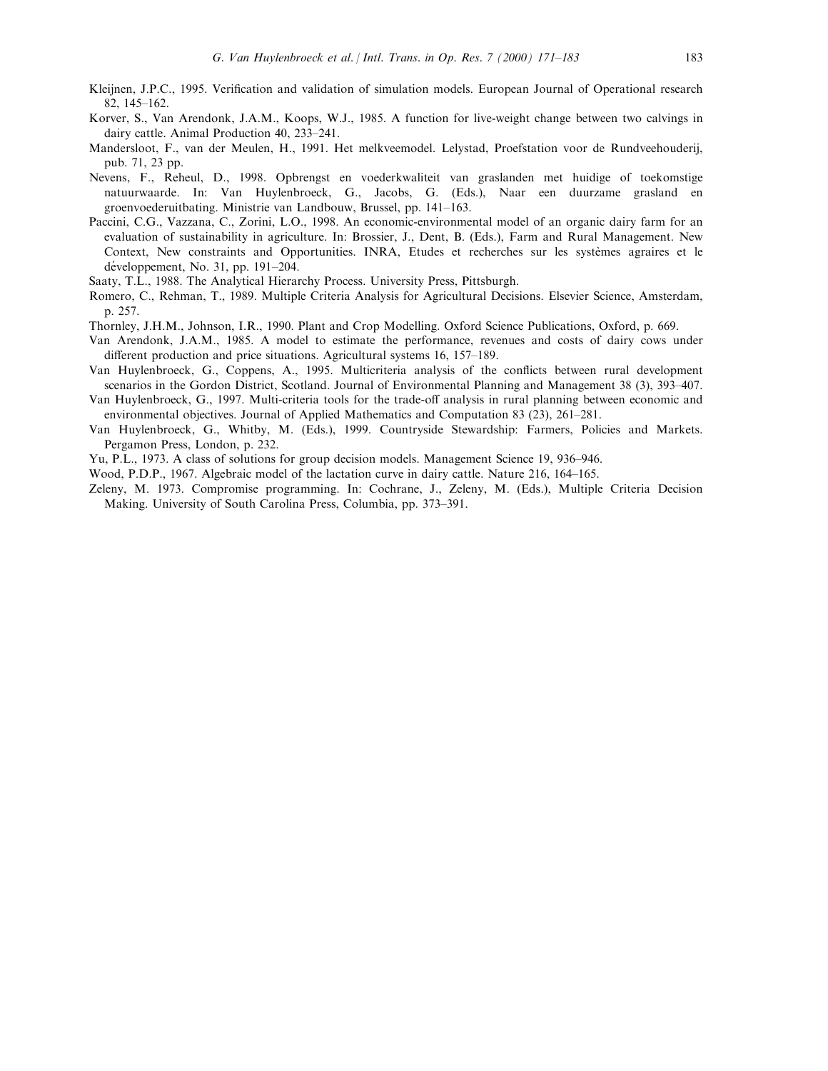Kleijnen, J.P.C., 1995. Verification and validation of simulation models. European Journal of Operational research 82, 145–162.

Korver, S., Van Arendonk, J.A.M., Koops, W.J., 1985. A function for live-weight change between two calvings in dairy cattle. Animal Production 40, 233–241.

Mandersloot, F., van der Meulen, H., 1991. Het melkveemodel. Lelystad, Proefstation voor de Rundveehouderij, pub. 71, 23 pp.

Nevens, F., Reheul, D., 1998. Opbrengst en voederkwaliteit van graslanden met huidige of toekomstige natuurwaarde. In: Van Huylenbroeck, G., Jacobs, G. (Eds.), Naar een duurzame grasland en groenvoederuitbating. Ministrie van Landbouw, Brussel, pp. 141–163.

Paccini, C.G., Vazzana, C., Zorini, L.O., 1998. An economic-environmental model of an organic dairy farm for an evaluation of sustainability in agriculture. In: Brossier, J., Dent, B. (Eds.), Farm and Rural Management. New Context, New constraints and Opportunities. INRA, Etudes et recherches sur les systèmes agraires et le développement, No. 31, pp. 191–204.

Saaty, T.L., 1988. The Analytical Hierarchy Process. University Press, Pittsburgh.

Romero, C., Rehman, T., 1989. Multiple Criteria Analysis for Agricultural Decisions. Elsevier Science, Amsterdam, p. 257.

Thornley, J.H.M., Johnson, I.R., 1990. Plant and Crop Modelling. Oxford Science Publications, Oxford, p. 669.

Van Arendonk, J.A.M., 1985. A model to estimate the performance, revenues and costs of dairy cows under different production and price situations. Agricultural systems 16, 157–189.

Van Huylenbroeck, G., Coppens, A., 1995. Multicriteria analysis of the conflicts between rural development scenarios in the Gordon District, Scotland. Journal of Environmental Planning and Management 38 (3), 393–407.

Van Huylenbroeck, G., 1997. Multi-criteria tools for the trade-off analysis in rural planning between economic and environmental objectives. Journal of Applied Mathematics and Computation 83 (23), 261–281.

Van Huylenbroeck, G., Whitby, M. (Eds.), 1999. Countryside Stewardship: Farmers, Policies and Markets. Pergamon Press, London, p. 232.

Yu, P.L., 1973. A class of solutions for group decision models. Management Science 19, 936–946.

Wood, P.D.P., 1967. Algebraic model of the lactation curve in dairy cattle. Nature 216, 164–165.

Zeleny, M. 1973. Compromise programming. In: Cochrane, J., Zeleny, M. (Eds.), Multiple Criteria Decision Making. University of South Carolina Press, Columbia, pp. 373–391.